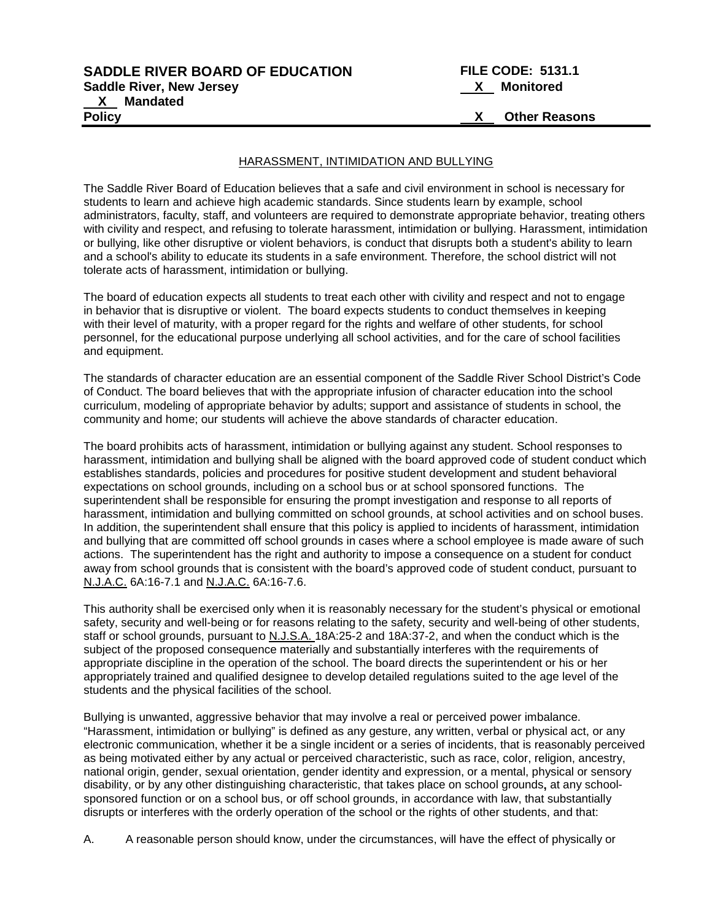**SADDLE RIVER BOARD OF EDUCATION** **FILE CODE: 5131.1**
**Saddle River, New Jersey** **X Monitored**
**X Mandated**
**Policy** **X Other Reasons**

HARASSMENT, INTIMIDATION AND BULLYING

The Saddle River Board of Education believes that a safe and civil environment in school is necessary for students to learn and achieve high academic standards. Since students learn by example, school administrators, faculty, staff, and volunteers are required to demonstrate appropriate behavior, treating others with civility and respect, and refusing to tolerate harassment, intimidation or bullying. Harassment, intimidation or bullying, like other disruptive or violent behaviors, is conduct that disrupts both a student's ability to learn and a school's ability to educate its students in a safe environment. Therefore, the school district will not tolerate acts of harassment, intimidation or bullying.

The board of education expects all students to treat each other with civility and respect and not to engage in behavior that is disruptive or violent. The board expects students to conduct themselves in keeping with their level of maturity, with a proper regard for the rights and welfare of other students, for school personnel, for the educational purpose underlying all school activities, and for the care of school facilities and equipment.

The standards of character education are an essential component of the Saddle River School District's Code of Conduct. The board believes that with the appropriate infusion of character education into the school curriculum, modeling of appropriate behavior by adults; support and assistance of students in school, the community and home; our students will achieve the above standards of character education.

The board prohibits acts of harassment, intimidation or bullying against any student. School responses to harassment, intimidation and bullying shall be aligned with the board approved code of student conduct which establishes standards, policies and procedures for positive student development and student behavioral expectations on school grounds, including on a school bus or at school sponsored functions. The superintendent shall be responsible for ensuring the prompt investigation and response to all reports of harassment, intimidation and bullying committed on school grounds, at school activities and on school buses. In addition, the superintendent shall ensure that this policy is applied to incidents of harassment, intimidation and bullying that are committed off school grounds in cases where a school employee is made aware of such actions. The superintendent has the right and authority to impose a consequence on a student for conduct away from school grounds that is consistent with the board's approved code of student conduct, pursuant to N.J.A.C. 6A:16-7.1 and N.J.A.C. 6A:16-7.6.

This authority shall be exercised only when it is reasonably necessary for the student's physical or emotional safety, security and well-being or for reasons relating to the safety, security and well-being of other students, staff or school grounds, pursuant to N.J.S.A. 18A:25-2 and 18A:37-2, and when the conduct which is the subject of the proposed consequence materially and substantially interferes with the requirements of appropriate discipline in the operation of the school. The board directs the superintendent or his or her appropriately trained and qualified designee to develop detailed regulations suited to the age level of the students and the physical facilities of the school.

Bullying is unwanted, aggressive behavior that may involve a real or perceived power imbalance. "Harassment, intimidation or bullying" is defined as any gesture, any written, verbal or physical act, or any electronic communication, whether it be a single incident or a series of incidents, that is reasonably perceived as being motivated either by any actual or perceived characteristic, such as race, color, religion, ancestry, national origin, gender, sexual orientation, gender identity and expression, or a mental, physical or sensory disability, or by any other distinguishing characteristic, that takes place on school grounds**,** at any school-sponsored function or on a school bus, or off school grounds, in accordance with law, that substantially disrupts or interferes with the orderly operation of the school or the rights of other students, and that:

A. A reasonable person should know, under the circumstances, will have the effect of physically or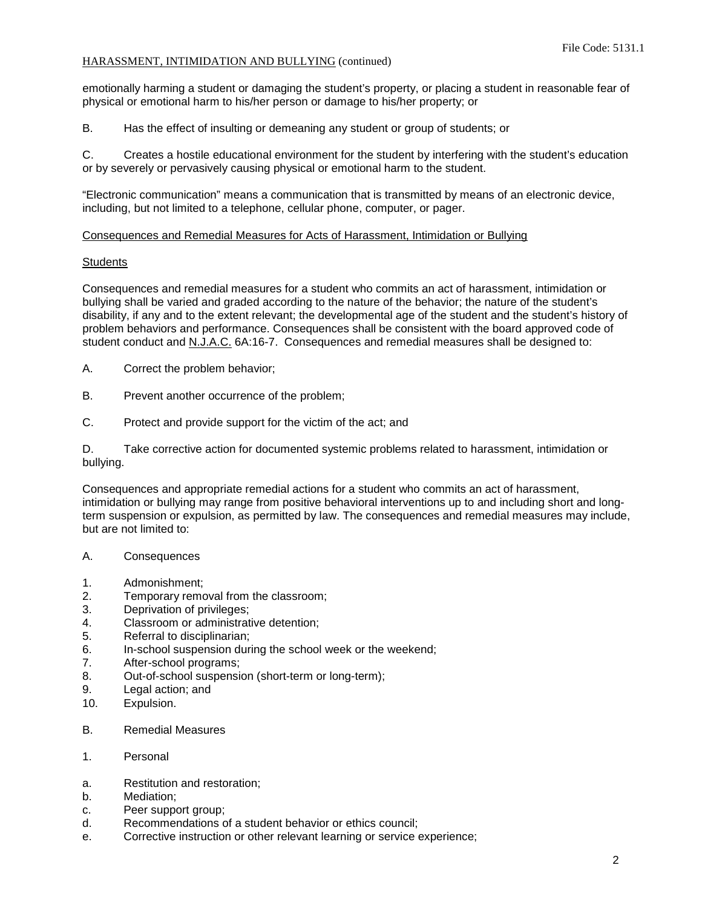emotionally harming a student or damaging the student's property, or placing a student in reasonable fear of physical or emotional harm to his/her person or damage to his/her property; or

B. Has the effect of insulting or demeaning any student or group of students; or

C. Creates a hostile educational environment for the student by interfering with the student's education or by severely or pervasively causing physical or emotional harm to the student.

"Electronic communication" means a communication that is transmitted by means of an electronic device, including, but not limited to a telephone, cellular phone, computer, or pager.

## Consequences and Remedial Measures for Acts of Harassment, Intimidation or Bullying

### Students

Consequences and remedial measures for a student who commits an act of harassment, intimidation or bullying shall be varied and graded according to the nature of the behavior; the nature of the student's disability, if any and to the extent relevant; the developmental age of the student and the student's history of problem behaviors and performance. Consequences shall be consistent with the board approved code of student conduct and N.J.A.C. 6A:16-7. Consequences and remedial measures shall be designed to:

A. Correct the problem behavior;

B. Prevent another occurrence of the problem;

C. Protect and provide support for the victim of the act; and

D. Take corrective action for documented systemic problems related to harassment, intimidation or bullying.

Consequences and appropriate remedial actions for a student who commits an act of harassment, intimidation or bullying may range from positive behavioral interventions up to and including short and long-term suspension or expulsion, as permitted by law. The consequences and remedial measures may include, but are not limited to:

A. Consequences

1. Admonishment;
2. Temporary removal from the classroom;
3. Deprivation of privileges;
4. Classroom or administrative detention;
5. Referral to disciplinarian;
6. In-school suspension during the school week or the weekend;
7. After-school programs;
8. Out-of-school suspension (short-term or long-term);
9. Legal action; and
10. Expulsion.

B. Remedial Measures

1. Personal

a. Restitution and restoration;
b. Mediation;
c. Peer support group;
d. Recommendations of a student behavior or ethics council;
e. Corrective instruction or other relevant learning or service experience;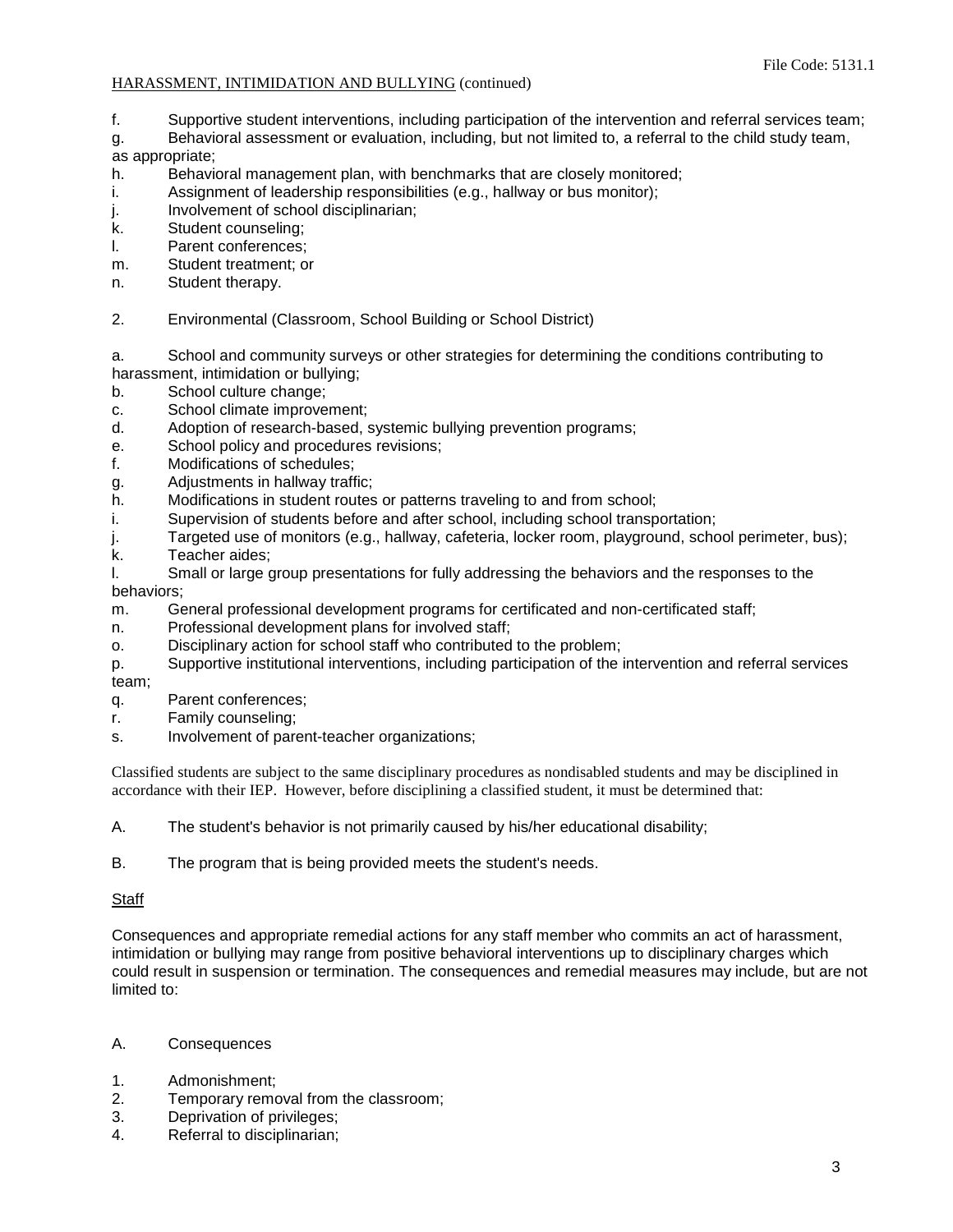f. Supportive student interventions, including participation of the intervention and referral services team;

g. Behavioral assessment or evaluation, including, but not limited to, a referral to the child study team, as appropriate;

h. Behavioral management plan, with benchmarks that are closely monitored;

i. Assignment of leadership responsibilities (e.g., hallway or bus monitor);

j. Involvement of school disciplinarian;

k. Student counseling;

l. Parent conferences;

m. Student treatment; or

n. Student therapy.

2. Environmental (Classroom, School Building or School District)

a. School and community surveys or other strategies for determining the conditions contributing to harassment, intimidation or bullying;

b. School culture change;

c. School climate improvement;

d. Adoption of research-based, systemic bullying prevention programs;

e. School policy and procedures revisions;

f. Modifications of schedules;

g. Adjustments in hallway traffic;

h. Modifications in student routes or patterns traveling to and from school;

i. Supervision of students before and after school, including school transportation;

j. Targeted use of monitors (e.g., hallway, cafeteria, locker room, playground, school perimeter, bus);

k. Teacher aides;

l. Small or large group presentations for fully addressing the behaviors and the responses to the behaviors;

m. General professional development programs for certificated and non-certificated staff;

n. Professional development plans for involved staff;

o. Disciplinary action for school staff who contributed to the problem;

p. Supportive institutional interventions, including participation of the intervention and referral services team;

q. Parent conferences;

r. Family counseling;

s. Involvement of parent-teacher organizations;

Classified students are subject to the same disciplinary procedures as nondisabled students and may be disciplined in accordance with their IEP. However, before disciplining a classified student, it must be determined that:

A. The student's behavior is not primarily caused by his/her educational disability;

B. The program that is being provided meets the student's needs.

Staff

Consequences and appropriate remedial actions for any staff member who commits an act of harassment, intimidation or bullying may range from positive behavioral interventions up to disciplinary charges which could result in suspension or termination. The consequences and remedial measures may include, but are not limited to:

A. Consequences

1. Admonishment;
2. Temporary removal from the classroom;
3. Deprivation of privileges;
4. Referral to disciplinarian;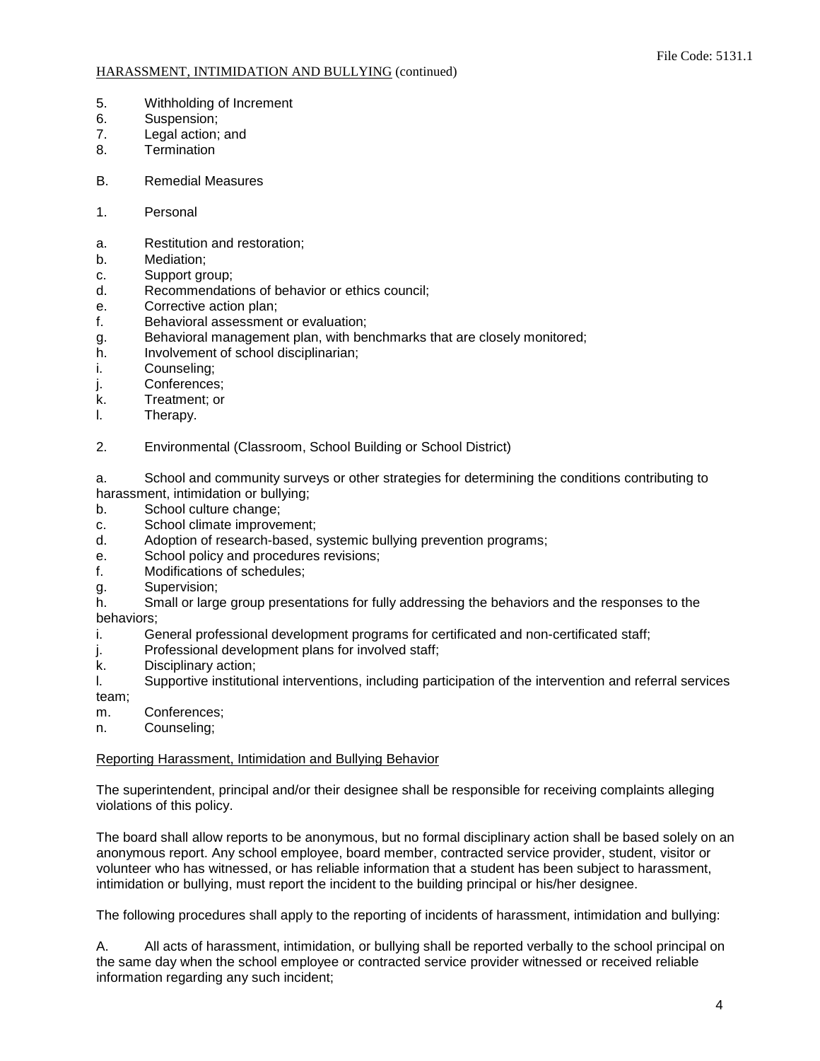5. Withholding of Increment
6. Suspension;
7. Legal action; and
8. Termination

B. Remedial Measures

1. Personal

a. Restitution and restoration;
b. Mediation;
c. Support group;
d. Recommendations of behavior or ethics council;
e. Corrective action plan;
f. Behavioral assessment or evaluation;
g. Behavioral management plan, with benchmarks that are closely monitored;
h. Involvement of school disciplinarian;
i. Counseling;
j. Conferences;
k. Treatment; or
l. Therapy.

2. Environmental (Classroom, School Building or School District)

a. School and community surveys or other strategies for determining the conditions contributing to harassment, intimidation or bullying;
b. School culture change;
c. School climate improvement;
d. Adoption of research-based, systemic bullying prevention programs;
e. School policy and procedures revisions;
f. Modifications of schedules;
g. Supervision;
h. Small or large group presentations for fully addressing the behaviors and the responses to the behaviors;
i. General professional development programs for certificated and non-certificated staff;
j. Professional development plans for involved staff;
k. Disciplinary action;
l. Supportive institutional interventions, including participation of the intervention and referral services team;
m. Conferences;
n. Counseling;

## Reporting Harassment, Intimidation and Bullying Behavior

The superintendent, principal and/or their designee shall be responsible for receiving complaints alleging violations of this policy.

The board shall allow reports to be anonymous, but no formal disciplinary action shall be based solely on an anonymous report. Any school employee, board member, contracted service provider, student, visitor or volunteer who has witnessed, or has reliable information that a student has been subject to harassment, intimidation or bullying, must report the incident to the building principal or his/her designee.

The following procedures shall apply to the reporting of incidents of harassment, intimidation and bullying:

A. All acts of harassment, intimidation, or bullying shall be reported verbally to the school principal on the same day when the school employee or contracted service provider witnessed or received reliable information regarding any such incident;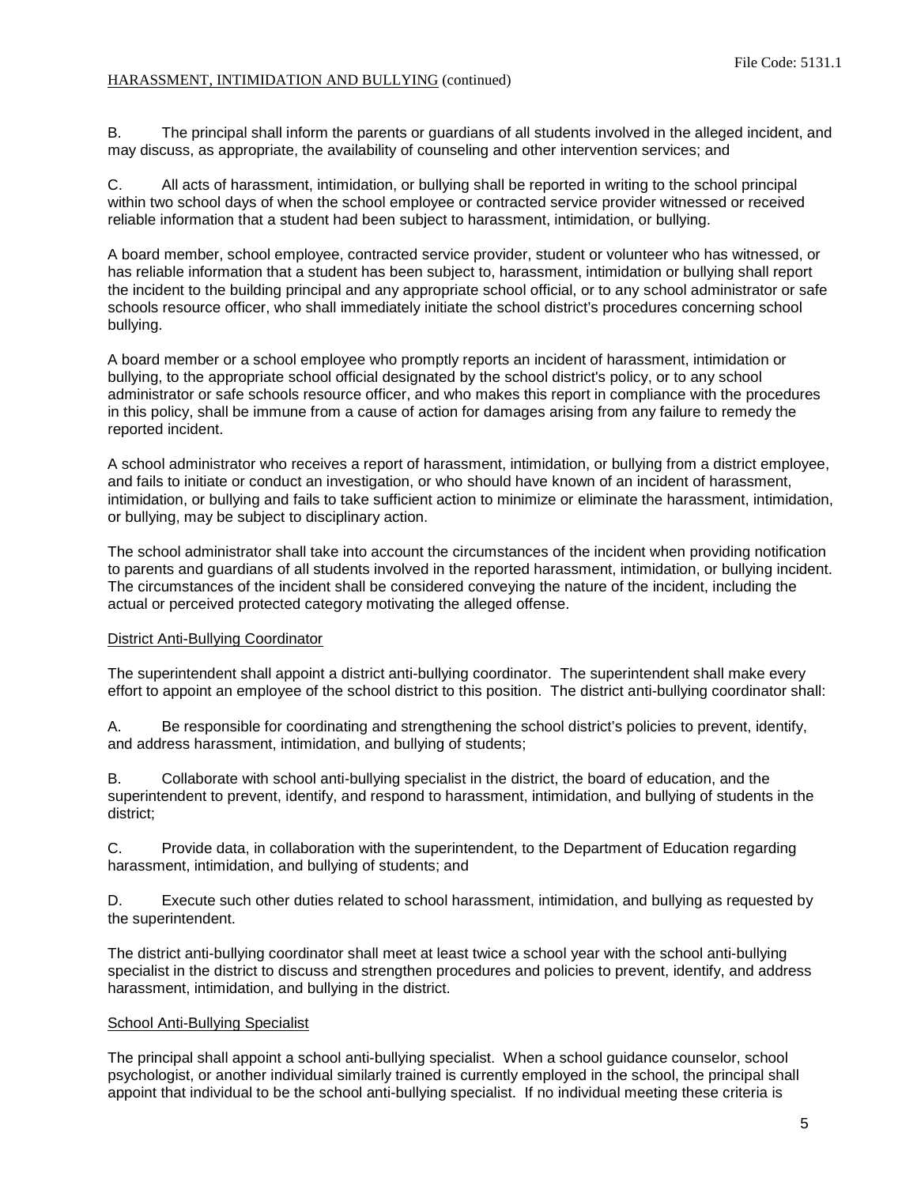B. The principal shall inform the parents or guardians of all students involved in the alleged incident, and may discuss, as appropriate, the availability of counseling and other intervention services; and

C. All acts of harassment, intimidation, or bullying shall be reported in writing to the school principal within two school days of when the school employee or contracted service provider witnessed or received reliable information that a student had been subject to harassment, intimidation, or bullying.

A board member, school employee, contracted service provider, student or volunteer who has witnessed, or has reliable information that a student has been subject to, harassment, intimidation or bullying shall report the incident to the building principal and any appropriate school official, or to any school administrator or safe schools resource officer, who shall immediately initiate the school district's procedures concerning school bullying.

A board member or a school employee who promptly reports an incident of harassment, intimidation or bullying, to the appropriate school official designated by the school district's policy, or to any school administrator or safe schools resource officer, and who makes this report in compliance with the procedures in this policy, shall be immune from a cause of action for damages arising from any failure to remedy the reported incident.

A school administrator who receives a report of harassment, intimidation, or bullying from a district employee, and fails to initiate or conduct an investigation, or who should have known of an incident of harassment, intimidation, or bullying and fails to take sufficient action to minimize or eliminate the harassment, intimidation, or bullying, may be subject to disciplinary action.

The school administrator shall take into account the circumstances of the incident when providing notification to parents and guardians of all students involved in the reported harassment, intimidation, or bullying incident. The circumstances of the incident shall be considered conveying the nature of the incident, including the actual or perceived protected category motivating the alleged offense.

## District Anti-Bullying Coordinator

The superintendent shall appoint a district anti-bullying coordinator. The superintendent shall make every effort to appoint an employee of the school district to this position. The district anti-bullying coordinator shall:

A. Be responsible for coordinating and strengthening the school district's policies to prevent, identify, and address harassment, intimidation, and bullying of students;

B. Collaborate with school anti-bullying specialist in the district, the board of education, and the superintendent to prevent, identify, and respond to harassment, intimidation, and bullying of students in the district;

C. Provide data, in collaboration with the superintendent, to the Department of Education regarding harassment, intimidation, and bullying of students; and

D. Execute such other duties related to school harassment, intimidation, and bullying as requested by the superintendent.

The district anti-bullying coordinator shall meet at least twice a school year with the school anti-bullying specialist in the district to discuss and strengthen procedures and policies to prevent, identify, and address harassment, intimidation, and bullying in the district.

## School Anti-Bullying Specialist

The principal shall appoint a school anti-bullying specialist. When a school guidance counselor, school psychologist, or another individual similarly trained is currently employed in the school, the principal shall appoint that individual to be the school anti-bullying specialist. If no individual meeting these criteria is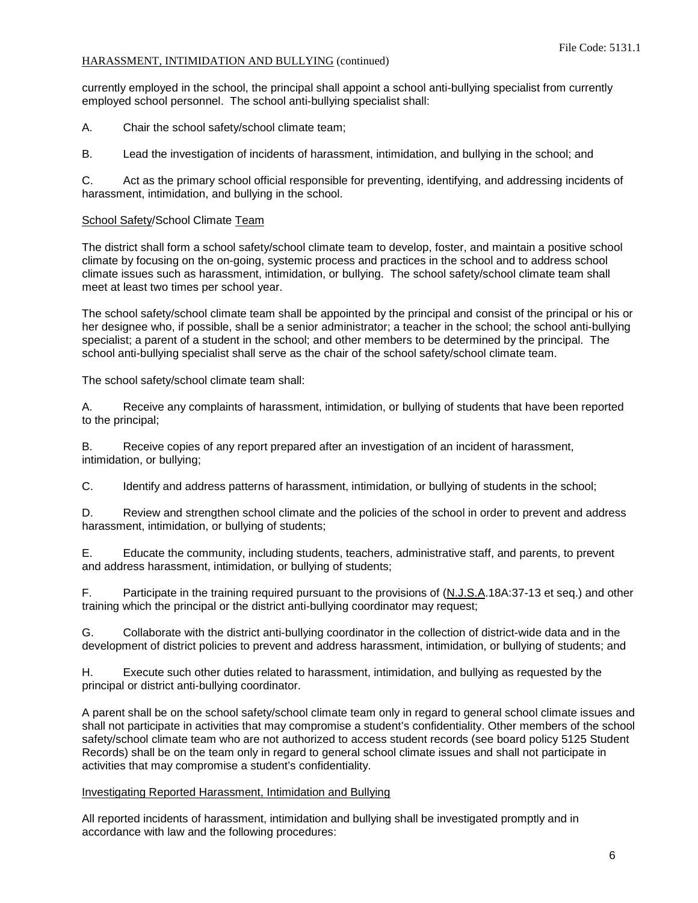currently employed in the school, the principal shall appoint a school anti-bullying specialist from currently employed school personnel. The school anti-bullying specialist shall:

A. Chair the school safety/school climate team;

B. Lead the investigation of incidents of harassment, intimidation, and bullying in the school; and

C. Act as the primary school official responsible for preventing, identifying, and addressing incidents of harassment, intimidation, and bullying in the school.

School Safety/School Climate Team

The district shall form a school safety/school climate team to develop, foster, and maintain a positive school climate by focusing on the on-going, systemic process and practices in the school and to address school climate issues such as harassment, intimidation, or bullying. The school safety/school climate team shall meet at least two times per school year.

The school safety/school climate team shall be appointed by the principal and consist of the principal or his or her designee who, if possible, shall be a senior administrator; a teacher in the school; the school anti-bullying specialist; a parent of a student in the school; and other members to be determined by the principal. The school anti-bullying specialist shall serve as the chair of the school safety/school climate team.

The school safety/school climate team shall:

A. Receive any complaints of harassment, intimidation, or bullying of students that have been reported to the principal;

B. Receive copies of any report prepared after an investigation of an incident of harassment, intimidation, or bullying;

C. Identify and address patterns of harassment, intimidation, or bullying of students in the school;

D. Review and strengthen school climate and the policies of the school in order to prevent and address harassment, intimidation, or bullying of students;

E. Educate the community, including students, teachers, administrative staff, and parents, to prevent and address harassment, intimidation, or bullying of students;

F. Participate in the training required pursuant to the provisions of (N.J.S.A.18A:37-13 et seq.) and other training which the principal or the district anti-bullying coordinator may request;

G. Collaborate with the district anti-bullying coordinator in the collection of district-wide data and in the development of district policies to prevent and address harassment, intimidation, or bullying of students; and

H. Execute such other duties related to harassment, intimidation, and bullying as requested by the principal or district anti-bullying coordinator.

A parent shall be on the school safety/school climate team only in regard to general school climate issues and shall not participate in activities that may compromise a student's confidentiality. Other members of the school safety/school climate team who are not authorized to access student records (see board policy 5125 Student Records) shall be on the team only in regard to general school climate issues and shall not participate in activities that may compromise a student's confidentiality.

Investigating Reported Harassment, Intimidation and Bullying

All reported incidents of harassment, intimidation and bullying shall be investigated promptly and in accordance with law and the following procedures: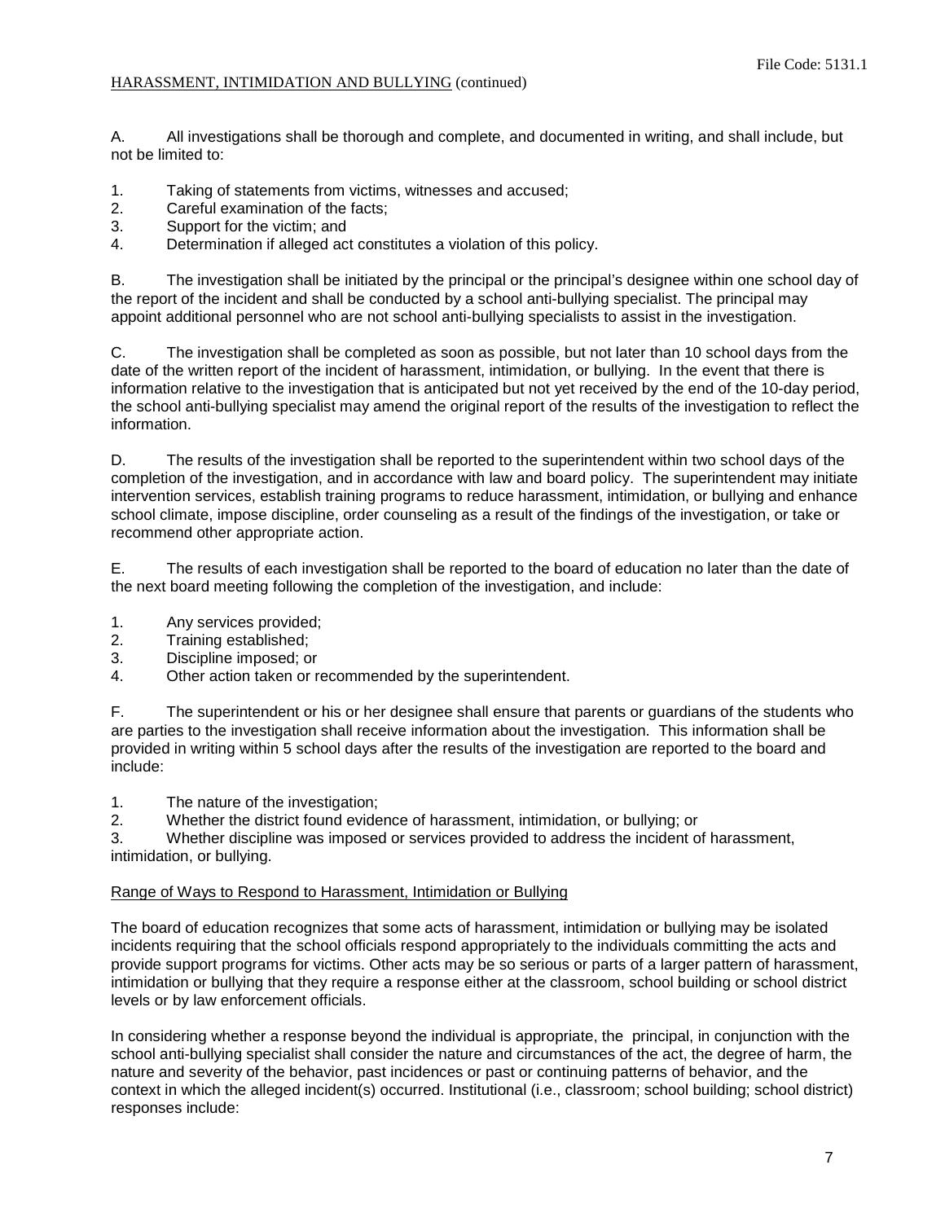A. All investigations shall be thorough and complete, and documented in writing, and shall include, but not be limited to:

1. Taking of statements from victims, witnesses and accused;
2. Careful examination of the facts;
3. Support for the victim; and
4. Determination if alleged act constitutes a violation of this policy.

B. The investigation shall be initiated by the principal or the principal's designee within one school day of the report of the incident and shall be conducted by a school anti-bullying specialist. The principal may appoint additional personnel who are not school anti-bullying specialists to assist in the investigation.

C. The investigation shall be completed as soon as possible, but not later than 10 school days from the date of the written report of the incident of harassment, intimidation, or bullying. In the event that there is information relative to the investigation that is anticipated but not yet received by the end of the 10-day period, the school anti-bullying specialist may amend the original report of the results of the investigation to reflect the information.

D. The results of the investigation shall be reported to the superintendent within two school days of the completion of the investigation, and in accordance with law and board policy. The superintendent may initiate intervention services, establish training programs to reduce harassment, intimidation, or bullying and enhance school climate, impose discipline, order counseling as a result of the findings of the investigation, or take or recommend other appropriate action.

E. The results of each investigation shall be reported to the board of education no later than the date of the next board meeting following the completion of the investigation, and include:

1. Any services provided;
2. Training established;
3. Discipline imposed; or
4. Other action taken or recommended by the superintendent.

F. The superintendent or his or her designee shall ensure that parents or guardians of the students who are parties to the investigation shall receive information about the investigation. This information shall be provided in writing within 5 school days after the results of the investigation are reported to the board and include:

1. The nature of the investigation;
2. Whether the district found evidence of harassment, intimidation, or bullying; or
3. Whether discipline was imposed or services provided to address the incident of harassment, intimidation, or bullying.

## Range of Ways to Respond to Harassment, Intimidation or Bullying

The board of education recognizes that some acts of harassment, intimidation or bullying may be isolated incidents requiring that the school officials respond appropriately to the individuals committing the acts and provide support programs for victims. Other acts may be so serious or parts of a larger pattern of harassment, intimidation or bullying that they require a response either at the classroom, school building or school district levels or by law enforcement officials.

In considering whether a response beyond the individual is appropriate, the principal, in conjunction with the school anti-bullying specialist shall consider the nature and circumstances of the act, the degree of harm, the nature and severity of the behavior, past incidences or past or continuing patterns of behavior, and the context in which the alleged incident(s) occurred. Institutional (i.e., classroom; school building; school district) responses include: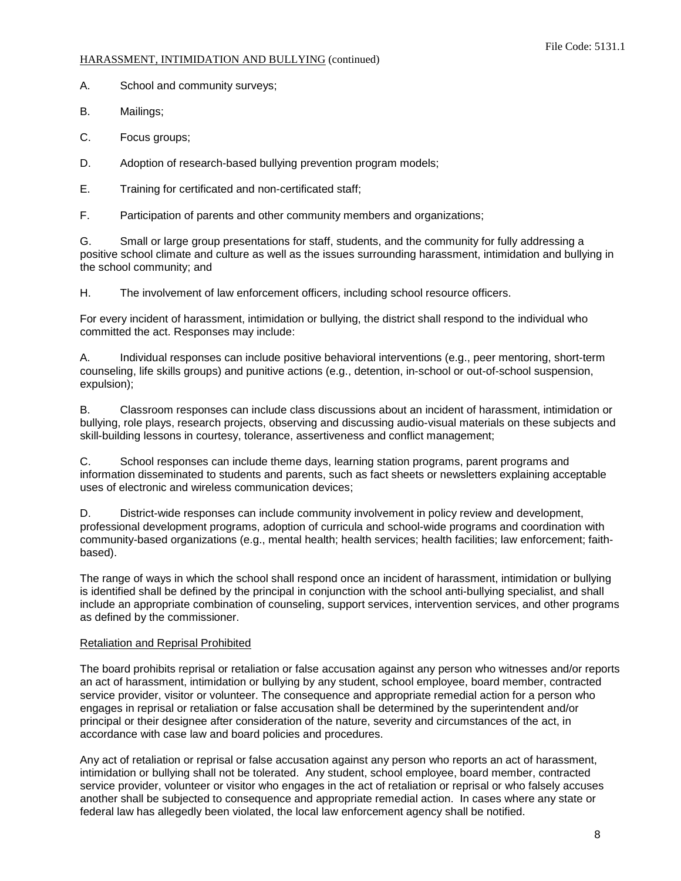A. School and community surveys;

B. Mailings;

C. Focus groups;

D. Adoption of research-based bullying prevention program models;

E. Training for certificated and non-certificated staff;

F. Participation of parents and other community members and organizations;

G. Small or large group presentations for staff, students, and the community for fully addressing a positive school climate and culture as well as the issues surrounding harassment, intimidation and bullying in the school community; and

H. The involvement of law enforcement officers, including school resource officers.

For every incident of harassment, intimidation or bullying, the district shall respond to the individual who committed the act. Responses may include:

A. Individual responses can include positive behavioral interventions (e.g., peer mentoring, short-term counseling, life skills groups) and punitive actions (e.g., detention, in-school or out-of-school suspension, expulsion);

B. Classroom responses can include class discussions about an incident of harassment, intimidation or bullying, role plays, research projects, observing and discussing audio-visual materials on these subjects and skill-building lessons in courtesy, tolerance, assertiveness and conflict management;

C. School responses can include theme days, learning station programs, parent programs and information disseminated to students and parents, such as fact sheets or newsletters explaining acceptable uses of electronic and wireless communication devices;

D. District-wide responses can include community involvement in policy review and development, professional development programs, adoption of curricula and school-wide programs and coordination with community-based organizations (e.g., mental health; health services; health facilities; law enforcement; faith-based).

The range of ways in which the school shall respond once an incident of harassment, intimidation or bullying is identified shall be defined by the principal in conjunction with the school anti-bullying specialist, and shall include an appropriate combination of counseling, support services, intervention services, and other programs as defined by the commissioner.

## Retaliation and Reprisal Prohibited

The board prohibits reprisal or retaliation or false accusation against any person who witnesses and/or reports an act of harassment, intimidation or bullying by any student, school employee, board member, contracted service provider, visitor or volunteer. The consequence and appropriate remedial action for a person who engages in reprisal or retaliation or false accusation shall be determined by the superintendent and/or principal or their designee after consideration of the nature, severity and circumstances of the act, in accordance with case law and board policies and procedures.

Any act of retaliation or reprisal or false accusation against any person who reports an act of harassment, intimidation or bullying shall not be tolerated. Any student, school employee, board member, contracted service provider, volunteer or visitor who engages in the act of retaliation or reprisal or who falsely accuses another shall be subjected to consequence and appropriate remedial action. In cases where any state or federal law has allegedly been violated, the local law enforcement agency shall be notified.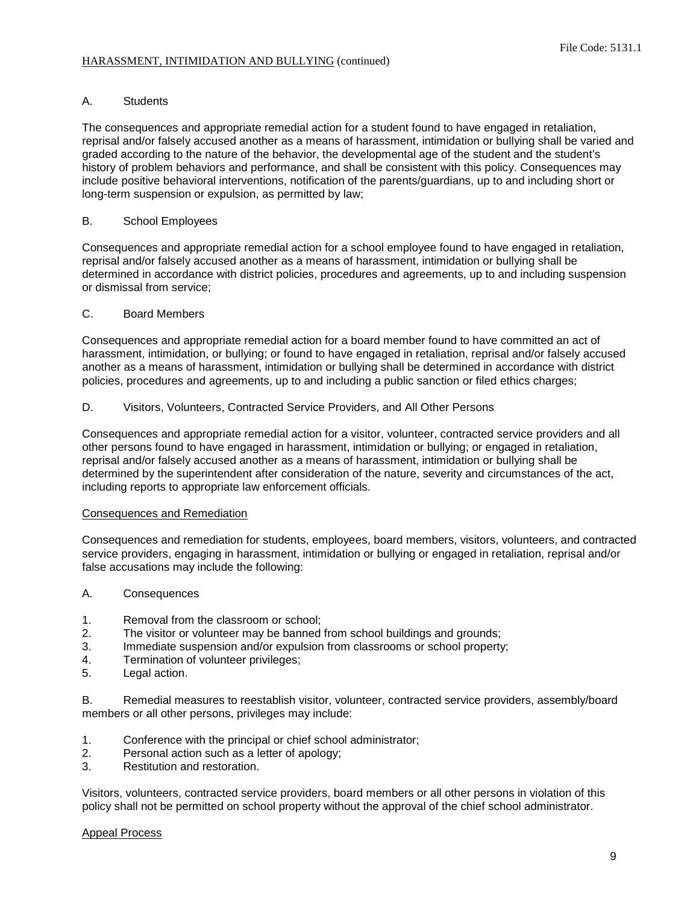A. Students

The consequences and appropriate remedial action for a student found to have engaged in retaliation, reprisal and/or falsely accused another as a means of harassment, intimidation or bullying shall be varied and graded according to the nature of the behavior, the developmental age of the student and the student's history of problem behaviors and performance, and shall be consistent with this policy. Consequences may include positive behavioral interventions, notification of the parents/guardians, up to and including short or long-term suspension or expulsion, as permitted by law;

B. School Employees

Consequences and appropriate remedial action for a school employee found to have engaged in retaliation, reprisal and/or falsely accused another as a means of harassment, intimidation or bullying shall be determined in accordance with district policies, procedures and agreements, up to and including suspension or dismissal from service;

C. Board Members

Consequences and appropriate remedial action for a board member found to have committed an act of harassment, intimidation, or bullying; or found to have engaged in retaliation, reprisal and/or falsely accused another as a means of harassment, intimidation or bullying shall be determined in accordance with district policies, procedures and agreements, up to and including a public sanction or filed ethics charges;

D. Visitors, Volunteers, Contracted Service Providers, and All Other Persons

Consequences and appropriate remedial action for a visitor, volunteer, contracted service providers and all other persons found to have engaged in harassment, intimidation or bullying; or engaged in retaliation, reprisal and/or falsely accused another as a means of harassment, intimidation or bullying shall be determined by the superintendent after consideration of the nature, severity and circumstances of the act, including reports to appropriate law enforcement officials.

## Consequences and Remediation

Consequences and remediation for students, employees, board members, visitors, volunteers, and contracted service providers, engaging in harassment, intimidation or bullying or engaged in retaliation, reprisal and/or false accusations may include the following:

A. Consequences

1. Removal from the classroom or school;
2. The visitor or volunteer may be banned from school buildings and grounds;
3. Immediate suspension and/or expulsion from classrooms or school property;
4. Termination of volunteer privileges;
5. Legal action.

B. Remedial measures to reestablish visitor, volunteer, contracted service providers, assembly/board members or all other persons, privileges may include:

1. Conference with the principal or chief school administrator;
2. Personal action such as a letter of apology;
3. Restitution and restoration.

Visitors, volunteers, contracted service providers, board members or all other persons in violation of this policy shall not be permitted on school property without the approval of the chief school administrator.

## Appeal Process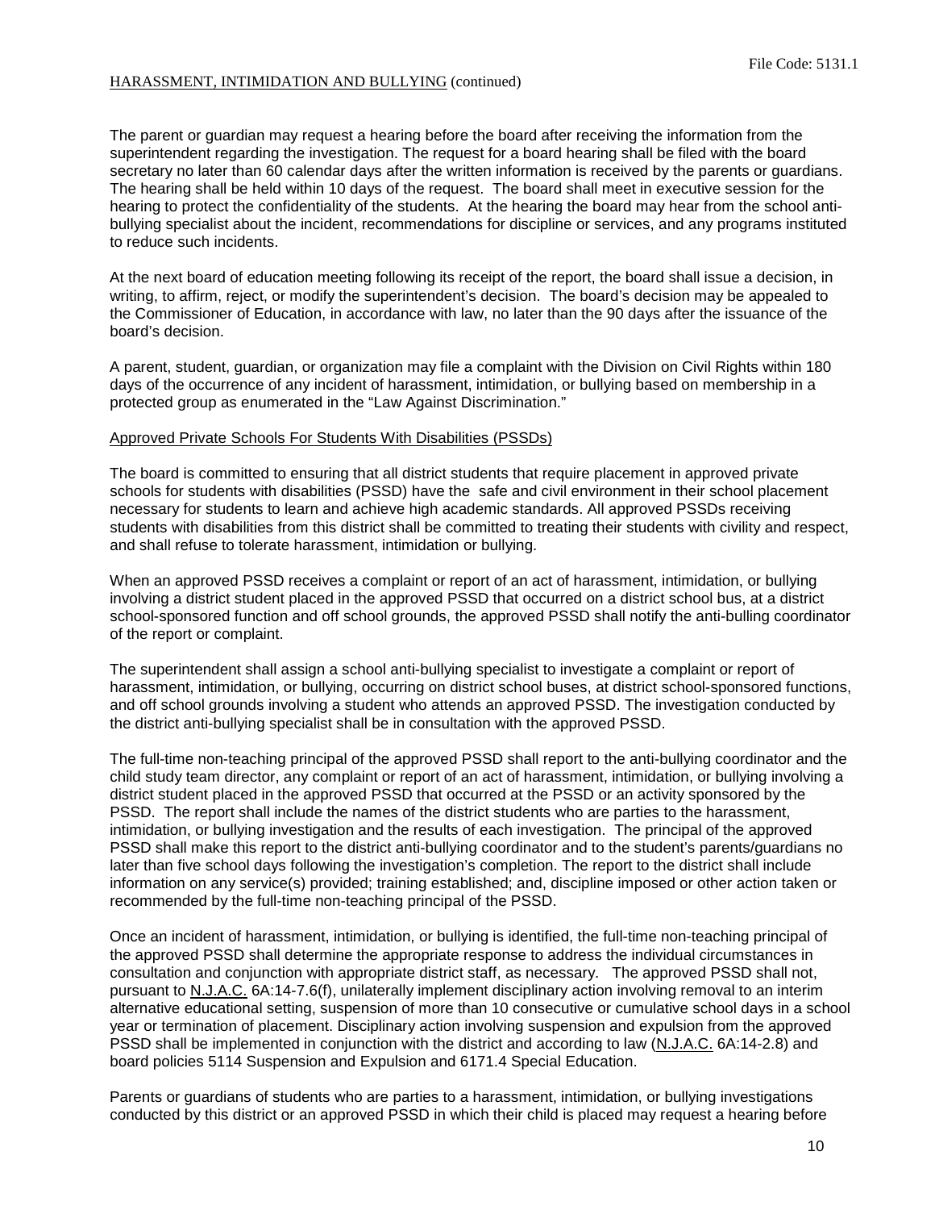The parent or guardian may request a hearing before the board after receiving the information from the superintendent regarding the investigation. The request for a board hearing shall be filed with the board secretary no later than 60 calendar days after the written information is received by the parents or guardians. The hearing shall be held within 10 days of the request. The board shall meet in executive session for the hearing to protect the confidentiality of the students. At the hearing the board may hear from the school anti-bullying specialist about the incident, recommendations for discipline or services, and any programs instituted to reduce such incidents.

At the next board of education meeting following its receipt of the report, the board shall issue a decision, in writing, to affirm, reject, or modify the superintendent's decision. The board's decision may be appealed to the Commissioner of Education, in accordance with law, no later than the 90 days after the issuance of the board's decision.

A parent, student, guardian, or organization may file a complaint with the Division on Civil Rights within 180 days of the occurrence of any incident of harassment, intimidation, or bullying based on membership in a protected group as enumerated in the "Law Against Discrimination."

## Approved Private Schools For Students With Disabilities (PSSDs)

The board is committed to ensuring that all district students that require placement in approved private schools for students with disabilities (PSSD) have the safe and civil environment in their school placement necessary for students to learn and achieve high academic standards. All approved PSSDs receiving students with disabilities from this district shall be committed to treating their students with civility and respect, and shall refuse to tolerate harassment, intimidation or bullying.

When an approved PSSD receives a complaint or report of an act of harassment, intimidation, or bullying involving a district student placed in the approved PSSD that occurred on a district school bus, at a district school-sponsored function and off school grounds, the approved PSSD shall notify the anti-bulling coordinator of the report or complaint.

The superintendent shall assign a school anti-bullying specialist to investigate a complaint or report of harassment, intimidation, or bullying, occurring on district school buses, at district school-sponsored functions, and off school grounds involving a student who attends an approved PSSD. The investigation conducted by the district anti-bullying specialist shall be in consultation with the approved PSSD.

The full-time non-teaching principal of the approved PSSD shall report to the anti-bullying coordinator and the child study team director, any complaint or report of an act of harassment, intimidation, or bullying involving a district student placed in the approved PSSD that occurred at the PSSD or an activity sponsored by the PSSD. The report shall include the names of the district students who are parties to the harassment, intimidation, or bullying investigation and the results of each investigation. The principal of the approved PSSD shall make this report to the district anti-bullying coordinator and to the student's parents/guardians no later than five school days following the investigation's completion. The report to the district shall include information on any service(s) provided; training established; and, discipline imposed or other action taken or recommended by the full-time non-teaching principal of the PSSD.

Once an incident of harassment, intimidation, or bullying is identified, the full-time non-teaching principal of the approved PSSD shall determine the appropriate response to address the individual circumstances in consultation and conjunction with appropriate district staff, as necessary. The approved PSSD shall not, pursuant to N.J.A.C. 6A:14-7.6(f), unilaterally implement disciplinary action involving removal to an interim alternative educational setting, suspension of more than 10 consecutive or cumulative school days in a school year or termination of placement. Disciplinary action involving suspension and expulsion from the approved PSSD shall be implemented in conjunction with the district and according to law (N.J.A.C. 6A:14-2.8) and board policies 5114 Suspension and Expulsion and 6171.4 Special Education.

Parents or guardians of students who are parties to a harassment, intimidation, or bullying investigations conducted by this district or an approved PSSD in which their child is placed may request a hearing before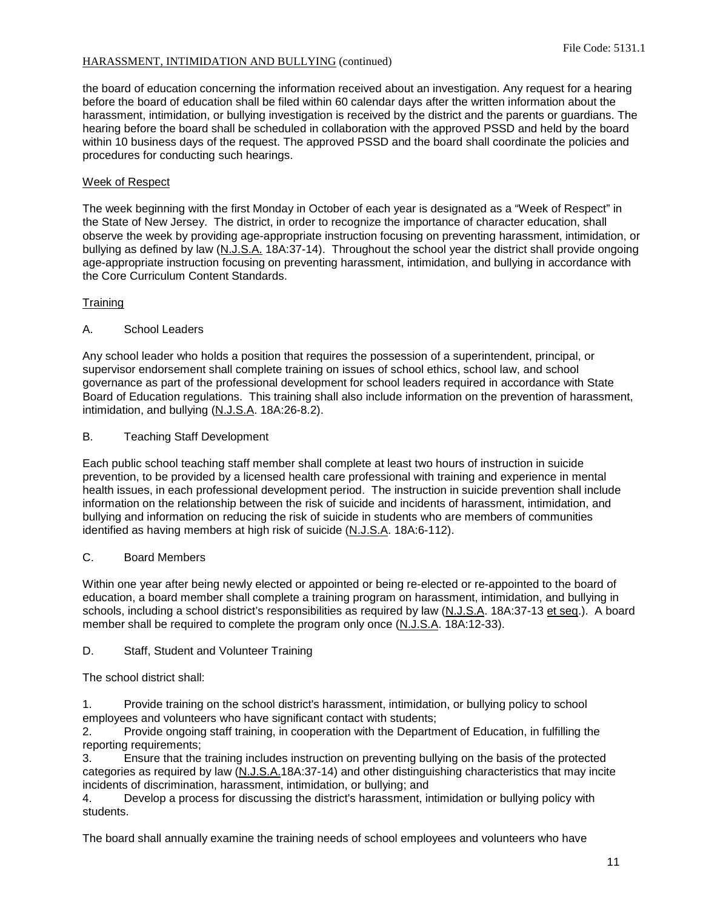the board of education concerning the information received about an investigation. Any request for a hearing before the board of education shall be filed within 60 calendar days after the written information about the harassment, intimidation, or bullying investigation is received by the district and the parents or guardians. The hearing before the board shall be scheduled in collaboration with the approved PSSD and held by the board within 10 business days of the request. The approved PSSD and the board shall coordinate the policies and procedures for conducting such hearings.

Week of Respect

The week beginning with the first Monday in October of each year is designated as a "Week of Respect" in the State of New Jersey. The district, in order to recognize the importance of character education, shall observe the week by providing age-appropriate instruction focusing on preventing harassment, intimidation, or bullying as defined by law (N.J.S.A. 18A:37-14). Throughout the school year the district shall provide ongoing age-appropriate instruction focusing on preventing harassment, intimidation, and bullying in accordance with the Core Curriculum Content Standards.

Training

A. School Leaders

Any school leader who holds a position that requires the possession of a superintendent, principal, or supervisor endorsement shall complete training on issues of school ethics, school law, and school governance as part of the professional development for school leaders required in accordance with State Board of Education regulations. This training shall also include information on the prevention of harassment, intimidation, and bullying (N.J.S.A. 18A:26-8.2).

B. Teaching Staff Development

Each public school teaching staff member shall complete at least two hours of instruction in suicide prevention, to be provided by a licensed health care professional with training and experience in mental health issues, in each professional development period. The instruction in suicide prevention shall include information on the relationship between the risk of suicide and incidents of harassment, intimidation, and bullying and information on reducing the risk of suicide in students who are members of communities identified as having members at high risk of suicide (N.J.S.A. 18A:6-112).

C. Board Members

Within one year after being newly elected or appointed or being re-elected or re-appointed to the board of education, a board member shall complete a training program on harassment, intimidation, and bullying in schools, including a school district's responsibilities as required by law (N.J.S.A. 18A:37-13 et seq.). A board member shall be required to complete the program only once (N.J.S.A. 18A:12-33).

D. Staff, Student and Volunteer Training

The school district shall:

1. Provide training on the school district's harassment, intimidation, or bullying policy to school employees and volunteers who have significant contact with students;
2. Provide ongoing staff training, in cooperation with the Department of Education, in fulfilling the reporting requirements;
3. Ensure that the training includes instruction on preventing bullying on the basis of the protected categories as required by law (N.J.S.A.18A:37-14) and other distinguishing characteristics that may incite incidents of discrimination, harassment, intimidation, or bullying; and
4. Develop a process for discussing the district's harassment, intimidation or bullying policy with students.

The board shall annually examine the training needs of school employees and volunteers who have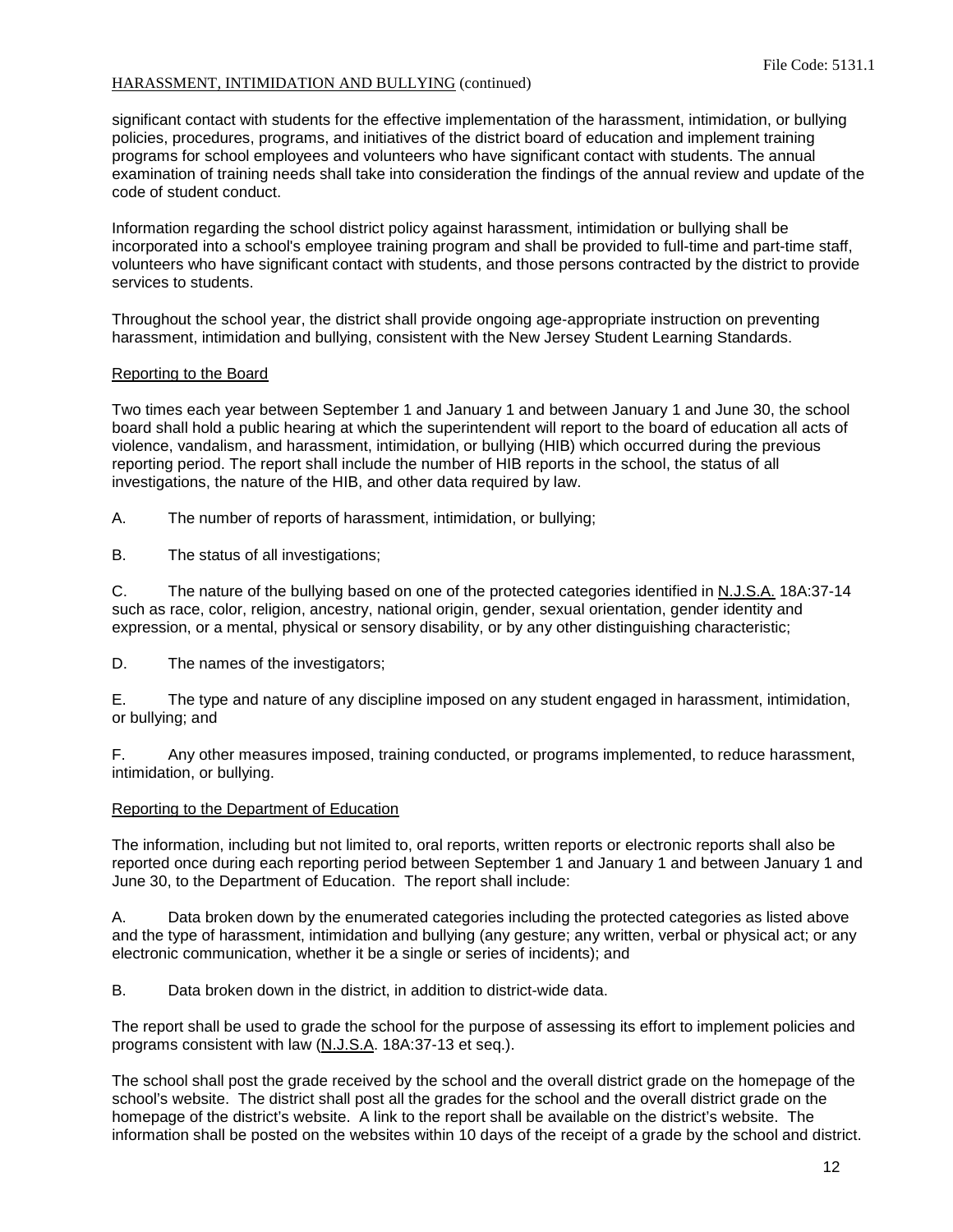significant contact with students for the effective implementation of the harassment, intimidation, or bullying policies, procedures, programs, and initiatives of the district board of education and implement training programs for school employees and volunteers who have significant contact with students. The annual examination of training needs shall take into consideration the findings of the annual review and update of the code of student conduct.

Information regarding the school district policy against harassment, intimidation or bullying shall be incorporated into a school's employee training program and shall be provided to full-time and part-time staff, volunteers who have significant contact with students, and those persons contracted by the district to provide services to students.

Throughout the school year, the district shall provide ongoing age-appropriate instruction on preventing harassment, intimidation and bullying, consistent with the New Jersey Student Learning Standards.

## Reporting to the Board

Two times each year between September 1 and January 1 and between January 1 and June 30, the school board shall hold a public hearing at which the superintendent will report to the board of education all acts of violence, vandalism, and harassment, intimidation, or bullying (HIB) which occurred during the previous reporting period. The report shall include the number of HIB reports in the school, the status of all investigations, the nature of the HIB, and other data required by law.

A. The number of reports of harassment, intimidation, or bullying;

B. The status of all investigations;

C. The nature of the bullying based on one of the protected categories identified in N.J.S.A. 18A:37-14 such as race, color, religion, ancestry, national origin, gender, sexual orientation, gender identity and expression, or a mental, physical or sensory disability, or by any other distinguishing characteristic;

D. The names of the investigators;

E. The type and nature of any discipline imposed on any student engaged in harassment, intimidation, or bullying; and

F. Any other measures imposed, training conducted, or programs implemented, to reduce harassment, intimidation, or bullying.

## Reporting to the Department of Education

The information, including but not limited to, oral reports, written reports or electronic reports shall also be reported once during each reporting period between September 1 and January 1 and between January 1 and June 30, to the Department of Education. The report shall include:

A. Data broken down by the enumerated categories including the protected categories as listed above and the type of harassment, intimidation and bullying (any gesture; any written, verbal or physical act; or any electronic communication, whether it be a single or series of incidents); and

B. Data broken down in the district, in addition to district-wide data.

The report shall be used to grade the school for the purpose of assessing its effort to implement policies and programs consistent with law (N.J.S.A. 18A:37-13 et seq.).

The school shall post the grade received by the school and the overall district grade on the homepage of the school's website. The district shall post all the grades for the school and the overall district grade on the homepage of the district's website. A link to the report shall be available on the district's website. The information shall be posted on the websites within 10 days of the receipt of a grade by the school and district.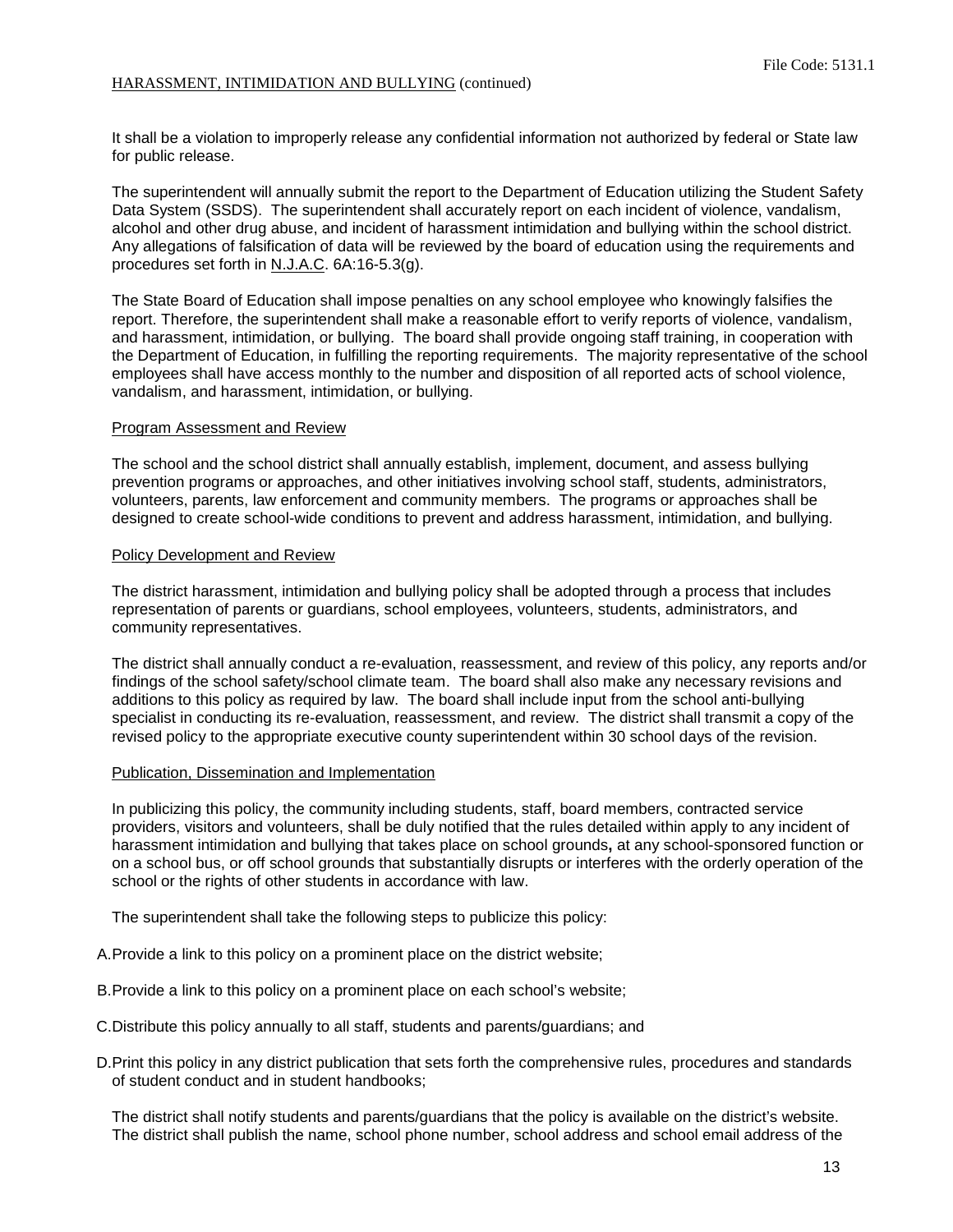It shall be a violation to improperly release any confidential information not authorized by federal or State law for public release.

The superintendent will annually submit the report to the Department of Education utilizing the Student Safety Data System (SSDS). The superintendent shall accurately report on each incident of violence, vandalism, alcohol and other drug abuse, and incident of harassment intimidation and bullying within the school district. Any allegations of falsification of data will be reviewed by the board of education using the requirements and procedures set forth in N.J.A.C. 6A:16-5.3(g).

The State Board of Education shall impose penalties on any school employee who knowingly falsifies the report. Therefore, the superintendent shall make a reasonable effort to verify reports of violence, vandalism, and harassment, intimidation, or bullying. The board shall provide ongoing staff training, in cooperation with the Department of Education, in fulfilling the reporting requirements. The majority representative of the school employees shall have access monthly to the number and disposition of all reported acts of school violence, vandalism, and harassment, intimidation, or bullying.

Program Assessment and Review

The school and the school district shall annually establish, implement, document, and assess bullying prevention programs or approaches, and other initiatives involving school staff, students, administrators, volunteers, parents, law enforcement and community members. The programs or approaches shall be designed to create school-wide conditions to prevent and address harassment, intimidation, and bullying.

Policy Development and Review

The district harassment, intimidation and bullying policy shall be adopted through a process that includes representation of parents or guardians, school employees, volunteers, students, administrators, and community representatives.

The district shall annually conduct a re-evaluation, reassessment, and review of this policy, any reports and/or findings of the school safety/school climate team. The board shall also make any necessary revisions and additions to this policy as required by law. The board shall include input from the school anti-bullying specialist in conducting its re-evaluation, reassessment, and review. The district shall transmit a copy of the revised policy to the appropriate executive county superintendent within 30 school days of the revision.

Publication, Dissemination and Implementation

In publicizing this policy, the community including students, staff, board members, contracted service providers, visitors and volunteers, shall be duly notified that the rules detailed within apply to any incident of harassment intimidation and bullying that takes place on school grounds**,** at any school-sponsored function or on a school bus, or off school grounds that substantially disrupts or interferes with the orderly operation of the school or the rights of other students in accordance with law.

The superintendent shall take the following steps to publicize this policy:

A. Provide a link to this policy on a prominent place on the district website;

B. Provide a link to this policy on a prominent place on each school's website;

C. Distribute this policy annually to all staff, students and parents/guardians; and

D. Print this policy in any district publication that sets forth the comprehensive rules, procedures and standards of student conduct and in student handbooks;

The district shall notify students and parents/guardians that the policy is available on the district's website. The district shall publish the name, school phone number, school address and school email address of the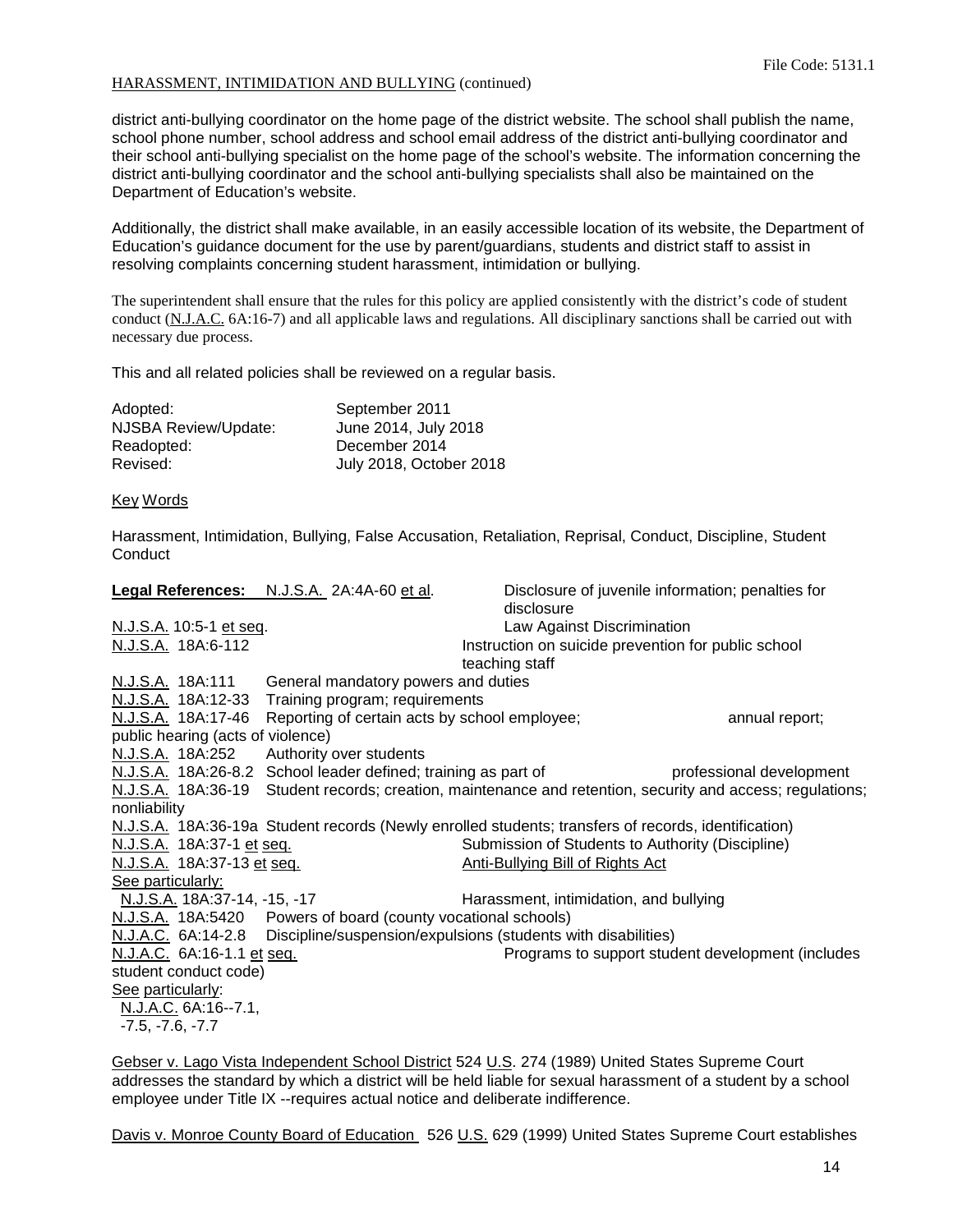district anti-bullying coordinator on the home page of the district website. The school shall publish the name, school phone number, school address and school email address of the district anti-bullying coordinator and their school anti-bullying specialist on the home page of the school's website. The information concerning the district anti-bullying coordinator and the school anti-bullying specialists shall also be maintained on the Department of Education's website.

Additionally, the district shall make available, in an easily accessible location of its website, the Department of Education's guidance document for the use by parent/guardians, students and district staff to assist in resolving complaints concerning student harassment, intimidation or bullying.

The superintendent shall ensure that the rules for this policy are applied consistently with the district's code of student conduct (N.J.A.C. 6A:16-7) and all applicable laws and regulations. All disciplinary sanctions shall be carried out with necessary due process.

This and all related policies shall be reviewed on a regular basis.

| | |
|---|---|
| Adopted: | September 2011 |
| NJSBA Review/Update: | June 2014, July 2018 |
| Readopted: | December 2014 |
| Revised: | July 2018, October 2018 |

Key Words

Harassment, Intimidation, Bullying, False Accusation, Retaliation, Reprisal, Conduct, Discipline, Student Conduct

**Legal References:**

| | |
|---|---|
| N.J.S.A. 2A:4A-60 et al. | Disclosure of juvenile information; penalties for disclosure |
| N.J.S.A. 10:5-1 et seq. | Law Against Discrimination |
| N.J.S.A. 18A:6-112 | Instruction on suicide prevention for public school teaching staff |
| N.J.S.A. 18A:111 | General mandatory powers and duties |
| N.J.S.A. 18A:12-33 | Training program; requirements |
| N.J.S.A. 18A:17-46 | Reporting of certain acts by school employee; annual report; public hearing (acts of violence) |
| N.J.S.A. 18A:252 | Authority over students |
| N.J.S.A. 18A:26-8.2 | School leader defined; training as part of professional development |
| N.J.S.A. 18A:36-19 | Student records; creation, maintenance and retention, security and access; regulations; nonliability |
| N.J.S.A. 18A:36-19a | Student records (Newly enrolled students; transfers of records, identification) |
| N.J.S.A. 18A:37-1 et seq. | Submission of Students to Authority (Discipline) |
| N.J.S.A. 18A:37-13 et seq. | Anti-Bullying Bill of Rights Act |
| See particularly: N.J.S.A. 18A:37-14, -15, -17 | Harassment, intimidation, and bullying |
| N.J.S.A. 18A:5420 | Powers of board (county vocational schools) |
| N.J.A.C. 6A:14-2.8 | Discipline/suspension/expulsions (students with disabilities) |
| N.J.A.C. 6A:16-1.1 et seq. | Programs to support student development (includes student conduct code) |
| See particularly: N.J.A.C. 6A:16--7.1, -7.5, -7.6, -7.7 | |

Gebser v. Lago Vista Independent School District 524 U.S. 274 (1989) United States Supreme Court addresses the standard by which a district will be held liable for sexual harassment of a student by a school employee under Title IX --requires actual notice and deliberate indifference.

Davis v. Monroe County Board of Education 526 U.S. 629 (1999) United States Supreme Court establishes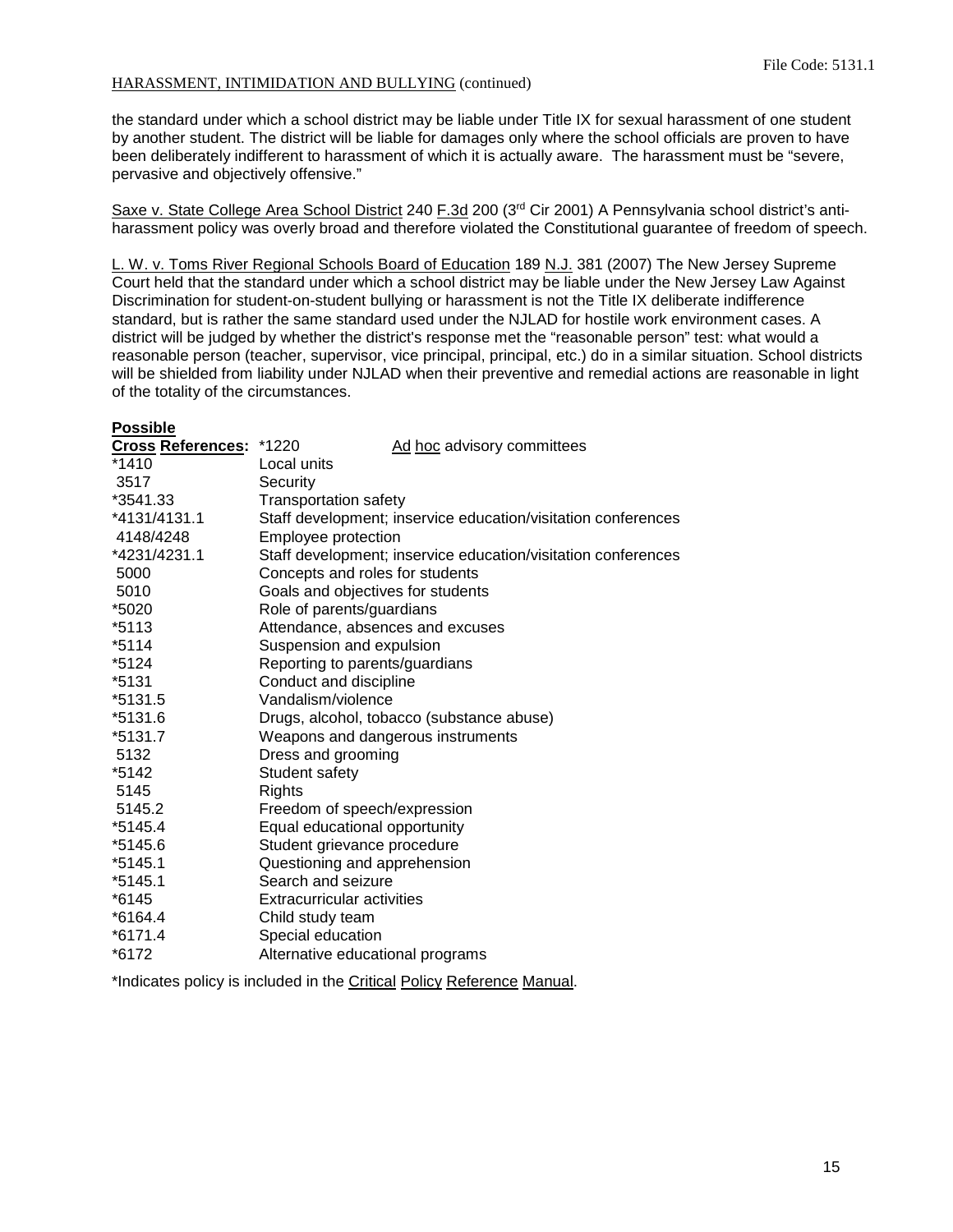the standard under which a school district may be liable under Title IX for sexual harassment of one student by another student. The district will be liable for damages only where the school officials are proven to have been deliberately indifferent to harassment of which it is actually aware. The harassment must be "severe, pervasive and objectively offensive."

Saxe v. State College Area School District 240 F.3d 200 (3rd Cir 2001) A Pennsylvania school district's anti-harassment policy was overly broad and therefore violated the Constitutional guarantee of freedom of speech.

L. W. v. Toms River Regional Schools Board of Education 189 N.J. 381 (2007) The New Jersey Supreme Court held that the standard under which a school district may be liable under the New Jersey Law Against Discrimination for student-on-student bullying or harassment is not the Title IX deliberate indifference standard, but is rather the same standard used under the NJLAD for hostile work environment cases. A district will be judged by whether the district's response met the "reasonable person" test: what would a reasonable person (teacher, supervisor, vice principal, principal, etc.) do in a similar situation. School districts will be shielded from liability under NJLAD when their preventive and remedial actions are reasonable in light of the totality of the circumstances.

**Possible Cross References:**

| | |
|---|---|
| *1220 | Ad hoc advisory committees |
| *1410 | Local units |
| 3517 | Security |
| *3541.33 | Transportation safety |
| *4131/4131.1 | Staff development; inservice education/visitation conferences |
| 4148/4248 | Employee protection |
| *4231/4231.1 | Staff development; inservice education/visitation conferences |
| 5000 | Concepts and roles for students |
| 5010 | Goals and objectives for students |
| *5020 | Role of parents/guardians |
| *5113 | Attendance, absences and excuses |
| *5114 | Suspension and expulsion |
| *5124 | Reporting to parents/guardians |
| *5131 | Conduct and discipline |
| *5131.5 | Vandalism/violence |
| *5131.6 | Drugs, alcohol, tobacco (substance abuse) |
| *5131.7 | Weapons and dangerous instruments |
| 5132 | Dress and grooming |
| *5142 | Student safety |
| 5145 | Rights |
| 5145.2 | Freedom of speech/expression |
| *5145.4 | Equal educational opportunity |
| *5145.6 | Student grievance procedure |
| *5145.1 | Questioning and apprehension |
| *5145.1 | Search and seizure |
| *6145 | Extracurricular activities |
| *6164.4 | Child study team |
| *6171.4 | Special education |
| *6172 | Alternative educational programs |

*Indicates policy is included in the Critical Policy Reference Manual.